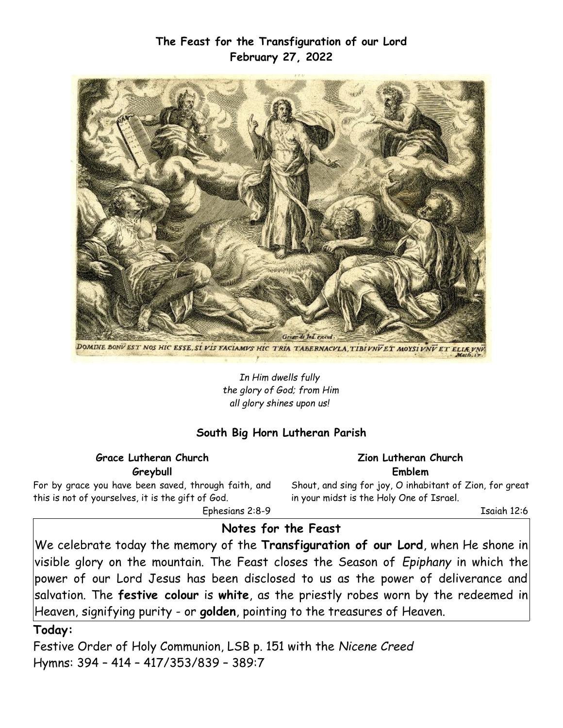**The Feast for the Transfiguration of our Lord**
**February 27, 2022**

*In Him dwells fully*
*the glory of God; from Him*
*all glory shines upon us!*

## South Big Horn Lutheran Parish

**Grace Lutheran Church**
**Greybull**

For by grace you have been saved, through faith, and this is not of yourselves, it is the gift of God.

Ephesians 2:8-9

**Zion Lutheran Church**
**Emblem**

Shout, and sing for joy, O inhabitant of Zion, for great in your midst is the Holy One of Israel.

Isaiah 12:6

## Notes for the Feast

We celebrate today the memory of the **Transfiguration of our Lord**, when He shone in visible glory on the mountain. The Feast closes the Season of *Epiphany* in which the power of our Lord Jesus has been disclosed to us as the power of deliverance and salvation. The **festive colour** is **white**, as the priestly robes worn by the redeemed in Heaven, signifying purity - or **golden**, pointing to the treasures of Heaven.

**Today:**

Festive Order of Holy Communion, LSB p. 151 with the *Nicene Creed*
Hymns: 394 – 414 – 417/353/839 – 389:7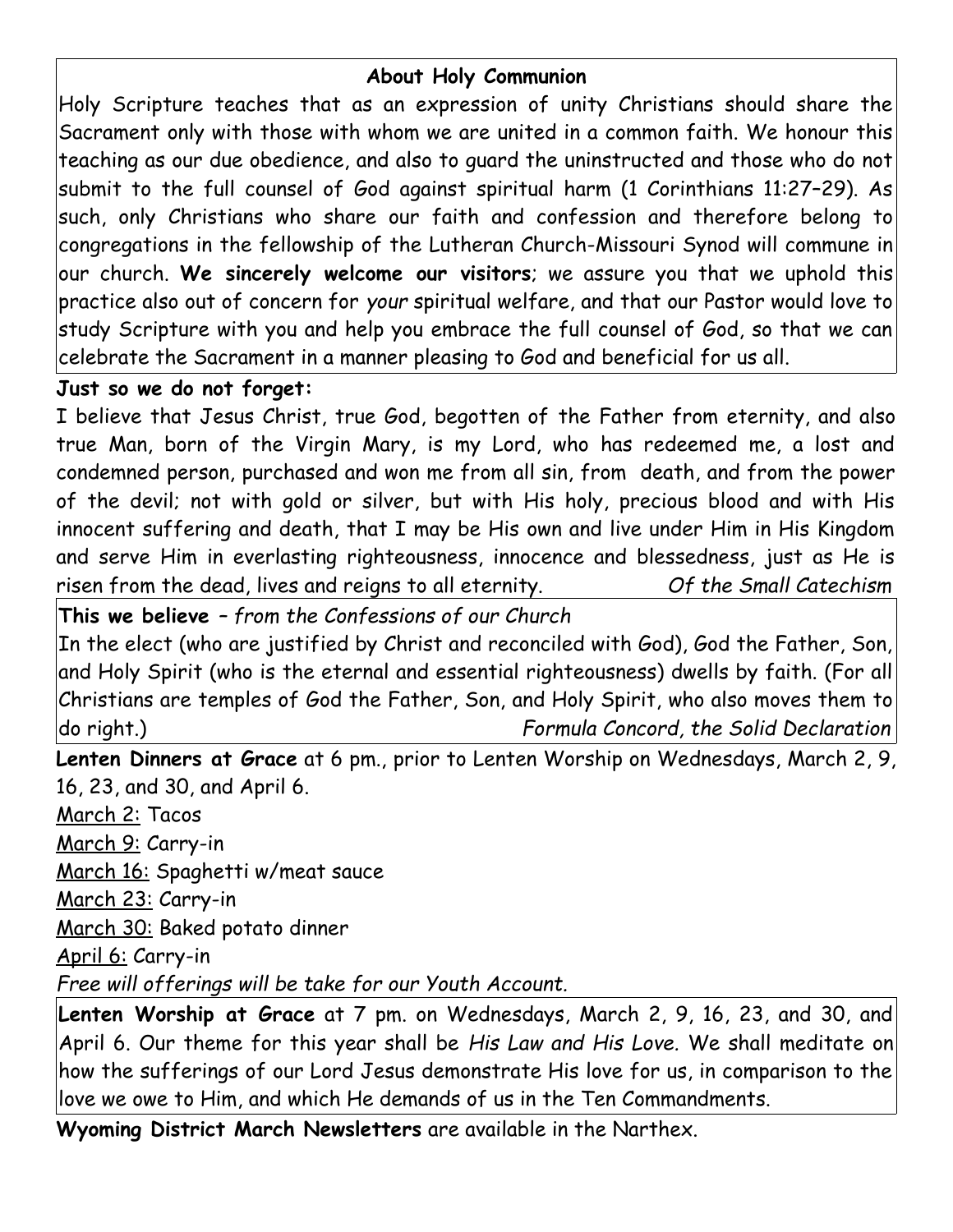### About Holy Communion

Holy Scripture teaches that as an expression of unity Christians should share the Sacrament only with those with whom we are united in a common faith. We honour this teaching as our due obedience, and also to guard the uninstructed and those who do not submit to the full counsel of God against spiritual harm (1 Corinthians 11:27–29). As such, only Christians who share our faith and confession and therefore belong to congregations in the fellowship of the Lutheran Church-Missouri Synod will commune in our church. **We sincerely welcome our visitors**; we assure you that we uphold this practice also out of concern for *your* spiritual welfare, and that our Pastor would love to study Scripture with you and help you embrace the full counsel of God, so that we can celebrate the Sacrament in a manner pleasing to God and beneficial for us all.

**Just so we do not forget:**

I believe that Jesus Christ, true God, begotten of the Father from eternity, and also true Man, born of the Virgin Mary, is my Lord, who has redeemed me, a lost and condemned person, purchased and won me from all sin, from death, and from the power of the devil; not with gold or silver, but with His holy, precious blood and with His innocent suffering and death, that I may be His own and live under Him in His Kingdom and serve Him in everlasting righteousness, innocence and blessedness, just as He is risen from the dead, lives and reigns to all eternity. *Of the Small Catechism*

**This we believe** – *from the Confessions of our Church*

In the elect (who are justified by Christ and reconciled with God), God the Father, Son, and Holy Spirit (who is the eternal and essential righteousness) dwells by faith. (For all Christians are temples of God the Father, Son, and Holy Spirit, who also moves them to do right.) *Formula Concord, the Solid Declaration*

**Lenten Dinners at Grace** at 6 pm., prior to Lenten Worship on Wednesdays, March 2, 9, 16, 23, and 30, and April 6.

March 2: Tacos

March 9: Carry-in

March 16: Spaghetti w/meat sauce

March 23: Carry-in

March 30: Baked potato dinner

April 6: Carry-in

*Free will offerings will be take for our Youth Account.*

**Lenten Worship at Grace** at 7 pm. on Wednesdays, March 2, 9, 16, 23, and 30, and April 6. Our theme for this year shall be *His Law and His Love.* We shall meditate on how the sufferings of our Lord Jesus demonstrate His love for us, in comparison to the love we owe to Him, and which He demands of us in the Ten Commandments.

**Wyoming District March Newsletters** are available in the Narthex.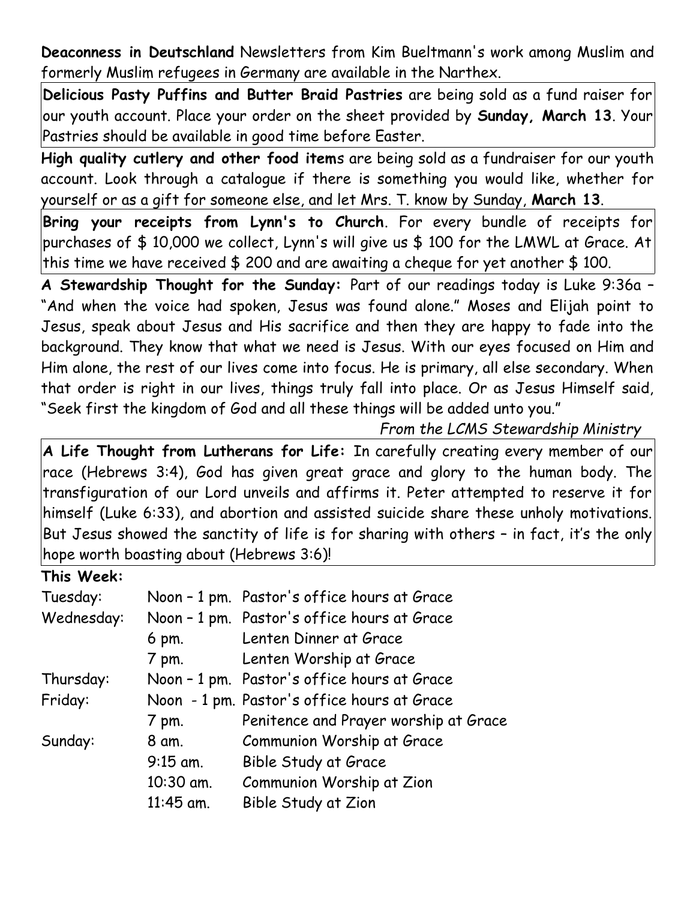**Deaconness in Deutschland** Newsletters from Kim Bueltmann's work among Muslim and formerly Muslim refugees in Germany are available in the Narthex.

**Delicious Pasty Puffins and Butter Braid Pastries** are being sold as a fund raiser for our youth account. Place your order on the sheet provided by **Sunday, March 13**. Your Pastries should be available in good time before Easter.

**High quality cutlery and other food item**s are being sold as a fundraiser for our youth account. Look through a catalogue if there is something you would like, whether for yourself or as a gift for someone else, and let Mrs. T. know by Sunday, **March 13**.

**Bring your receipts from Lynn's to Church**. For every bundle of receipts for purchases of $ 10,000 we collect, Lynn's will give us $ 100 for the LMWL at Grace. At this time we have received $ 200 and are awaiting a cheque for yet another $ 100.

**A Stewardship Thought for the Sunday:** Part of our readings today is Luke 9:36a – "And when the voice had spoken, Jesus was found alone." Moses and Elijah point to Jesus, speak about Jesus and His sacrifice and then they are happy to fade into the background. They know that what we need is Jesus. With our eyes focused on Him and Him alone, the rest of our lives come into focus. He is primary, all else secondary. When that order is right in our lives, things truly fall into place. Or as Jesus Himself said, "Seek first the kingdom of God and all these things will be added unto you."

*From the LCMS Stewardship Ministry*

**A Life Thought from Lutherans for Life:** In carefully creating every member of our race (Hebrews 3:4), God has given great grace and glory to the human body. The transfiguration of our Lord unveils and affirms it. Peter attempted to reserve it for himself (Luke 6:33), and abortion and assisted suicide share these unholy motivations. But Jesus showed the sanctity of life is for sharing with others – in fact, it's the only hope worth boasting about (Hebrews 3:6)!

**This Week:**

| | | |
|---|---|---|
| Tuesday: | Noon – 1 pm. | Pastor's office hours at Grace |
| Wednesday: | Noon – 1 pm. | Pastor's office hours at Grace |
| | 6 pm. | Lenten Dinner at Grace |
| | 7 pm. | Lenten Worship at Grace |
| Thursday: | Noon – 1 pm. | Pastor's office hours at Grace |
| Friday: | Noon - 1 pm. | Pastor's office hours at Grace |
| | 7 pm. | Penitence and Prayer worship at Grace |
| Sunday: | 8 am. | Communion Worship at Grace |
| | 9:15 am. | Bible Study at Grace |
| | 10:30 am. | Communion Worship at Zion |
| | 11:45 am. | Bible Study at Zion |